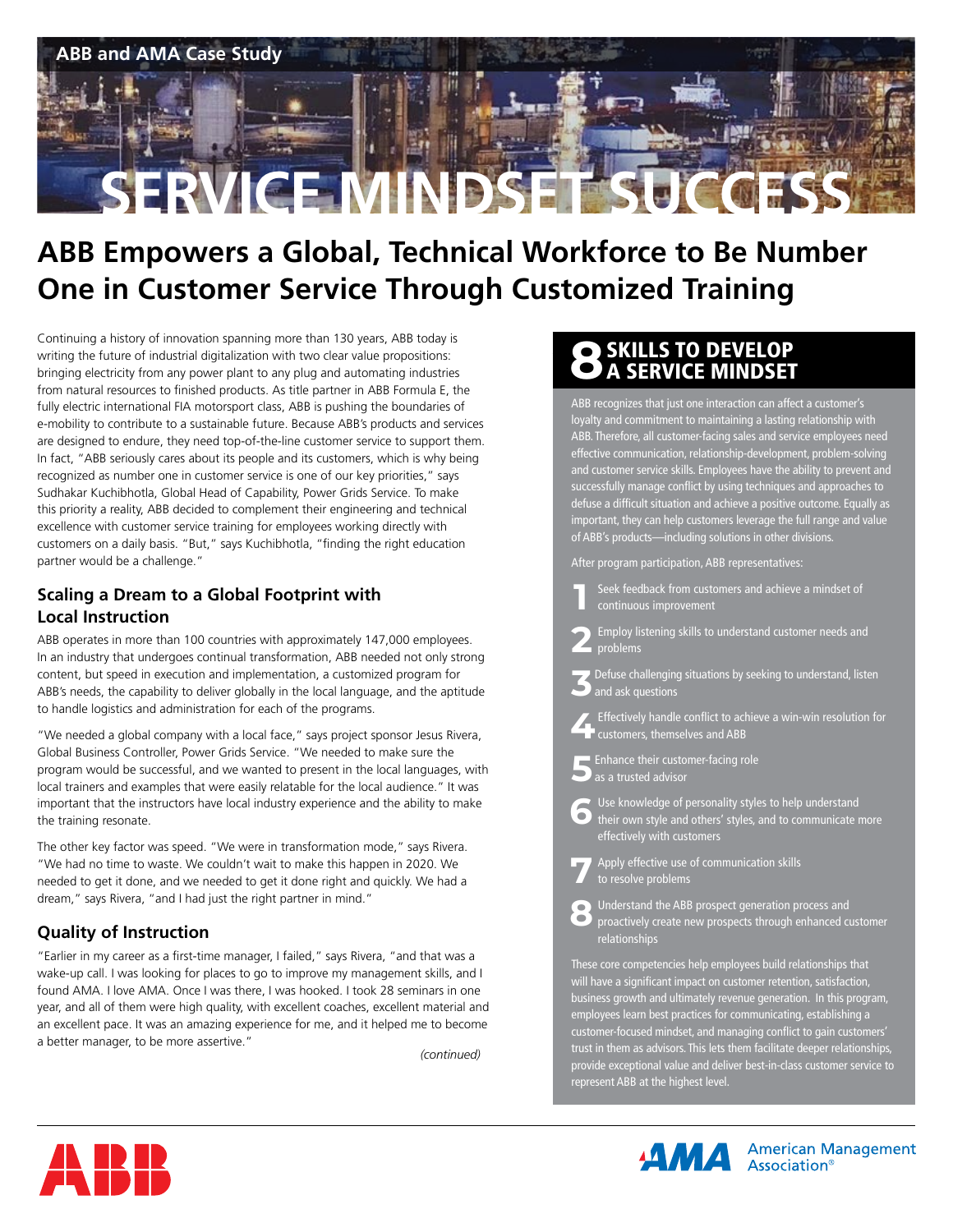ABB and AMA Case Study

# SERVICE MINDSET SUCCESS

## ABB Empowers a Global, Technical Workforce to Be Number One in Customer Service Through Customized Training

Continuing a history of innovation spanning more than 130 years, ABB today is writing the future of industrial digitalization with two clear value propositions: bringing electricity from any power plant to any plug and automating industries from natural resources to finished products. As title partner in ABB Formula E, the fully electric international FIA motorsport class, ABB is pushing the boundaries of e-mobility to contribute to a sustainable future. Because ABB's products and services are designed to endure, they need top-of-the-line customer service to support them. In fact, "ABB seriously cares about its people and its customers, which is why being recognized as number one in customer service is one of our key priorities," says Sudhakar Kuchibhotla, Global Head of Capability, Power Grids Service. To make this priority a reality, ABB decided to complement their engineering and technical excellence with customer service training for employees working directly with customers on a daily basis. "But," says Kuchibhotla, "finding the right education partner would be a challenge."

### Scaling a Dream to a Global Footprint with Local Instruction

ABB operates in more than 100 countries with approximately 147,000 employees. In an industry that undergoes continual transformation, ABB needed not only strong content, but speed in execution and implementation, a customized program for ABB's needs, the capability to deliver globally in the local language, and the aptitude to handle logistics and administration for each of the programs.

"We needed a global company with a local face," says project sponsor Jesus Rivera, Global Business Controller, Power Grids Service. "We needed to make sure the program would be successful, and we wanted to present in the local languages, with local trainers and examples that were easily relatable for the local audience." It was important that the instructors have local industry experience and the ability to make the training resonate.

The other key factor was speed. "We were in transformation mode," says Rivera. "We had no time to waste. We couldn't wait to make this happen in 2020. We needed to get it done, and we needed to get it done right and quickly. We had a dream," says Rivera, "and I had just the right partner in mind."

### Quality of Instruction

"Earlier in my career as a first-time manager, I failed," says Rivera, "and that was a wake-up call. I was looking for places to go to improve my management skills, and I found AMA. I love AMA. Once I was there, I was hooked. I took 28 seminars in one year, and all of them were high quality, with excellent coaches, excellent material and an excellent pace. It was an amazing experience for me, and it helped me to become a better manager, to be more assertive."

*(continued)*

## 8 SKILLS TO DEVELOP A SERVICE MINDSET

ABB recognizes that just one interaction can affect a customer's loyalty and commitment to maintaining a lasting relationship with ABB. Therefore, all customer-facing sales and service employees need effective communication, relationship-development, problem-solving and customer service skills. Employees have the ability to prevent and successfully manage conflict by using techniques and approaches to defuse a difficult situation and achieve a positive outcome. Equally as important, they can help customers leverage the full range and value of ABB's products—including solutions in other divisions.

After program participation, ABB representatives:

1. Seek feedback from customers and achieve a mindset of continuous improvement
2. Employ listening skills to understand customer needs and problems
3. Defuse challenging situations by seeking to understand, listen and ask questions
4. Effectively handle conflict to achieve a win-win resolution for customers, themselves and ABB
5. Enhance their customer-facing role as a trusted advisor
6. Use knowledge of personality styles to help understand their own style and others' styles, and to communicate more effectively with customers
7. Apply effective use of communication skills to resolve problems
8. Understand the ABB prospect generation process and proactively create new prospects through enhanced customer relationships

These core competencies help employees build relationships that will have a significant impact on customer retention, satisfaction, business growth and ultimately revenue generation. In this program, employees learn best practices for communicating, establishing a customer-focused mindset, and managing conflict to gain customers' trust in them as advisors. This lets them facilitate deeper relationships, provide exceptional value and deliver best-in-class customer service to represent ABB at the highest level.

ABB | AMA American Management Association®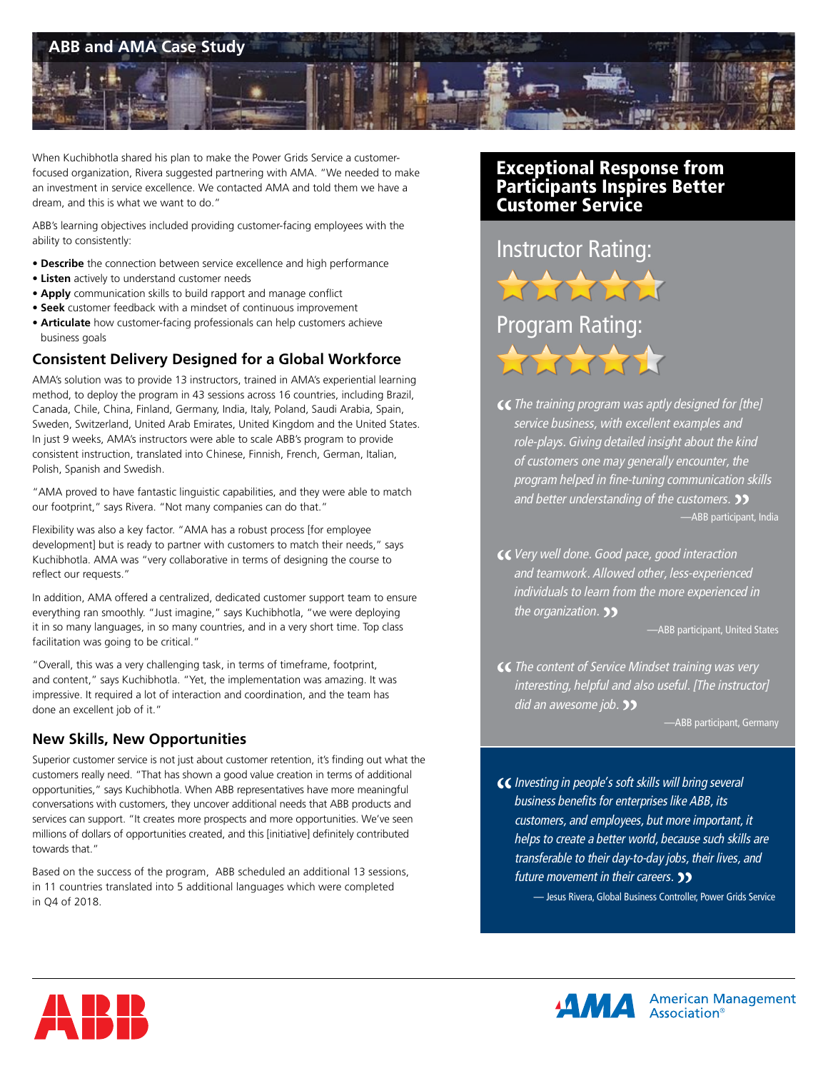## ABB and AMA Case Study

When Kuchibhotla shared his plan to make the Power Grids Service a customer-focused organization, Rivera suggested partnering with AMA. "We needed to make an investment in service excellence. We contacted AMA and told them we have a dream, and this is what we want to do."

ABB's learning objectives included providing customer-facing employees with the ability to consistently:

- **Describe** the connection between service excellence and high performance
- **Listen** actively to understand customer needs
- **Apply** communication skills to build rapport and manage conflict
- **Seek** customer feedback with a mindset of continuous improvement
- **Articulate** how customer-facing professionals can help customers achieve business goals

### Consistent Delivery Designed for a Global Workforce

AMA's solution was to provide 13 instructors, trained in AMA's experiential learning method, to deploy the program in 43 sessions across 16 countries, including Brazil, Canada, Chile, China, Finland, Germany, India, Italy, Poland, Saudi Arabia, Spain, Sweden, Switzerland, United Arab Emirates, United Kingdom and the United States. In just 9 weeks, AMA's instructors were able to scale ABB's program to provide consistent instruction, translated into Chinese, Finnish, French, German, Italian, Polish, Spanish and Swedish.

"AMA proved to have fantastic linguistic capabilities, and they were able to match our footprint," says Rivera. "Not many companies can do that."

Flexibility was also a key factor. "AMA has a robust process [for employee development] but is ready to partner with customers to match their needs," says Kuchibhotla. AMA was "very collaborative in terms of designing the course to reflect our requests."

In addition, AMA offered a centralized, dedicated customer support team to ensure everything ran smoothly. "Just imagine," says Kuchibhotla, "we were deploying it in so many languages, in so many countries, and in a very short time. Top class facilitation was going to be critical."

"Overall, this was a very challenging task, in terms of timeframe, footprint, and content," says Kuchibhotla. "Yet, the implementation was amazing. It was impressive. It required a lot of interaction and coordination, and the team has done an excellent job of it."

### New Skills, New Opportunities

Superior customer service is not just about customer retention, it's finding out what the customers really need. "That has shown a good value creation in terms of additional opportunities," says Kuchibhotla. When ABB representatives have more meaningful conversations with customers, they uncover additional needs that ABB products and services can support. "It creates more prospects and more opportunities. We've seen millions of dollars of opportunities created, and this [initiative] definitely contributed towards that."

Based on the success of the program, ABB scheduled an additional 13 sessions, in 11 countries translated into 5 additional languages which were completed in Q4 of 2018.

## Exceptional Response from Participants Inspires Better Customer Service

Instructor Rating: ★★★★★

Program Rating: ★★★★½

*"The training program was aptly designed for [the] service business, with excellent examples and role-plays. Giving detailed insight about the kind of customers one may generally encounter, the program helped in fine-tuning communication skills and better understanding of the customers."*

—ABB participant, India

*"Very well done. Good pace, good interaction and teamwork. Allowed other, less-experienced individuals to learn from the more experienced in the organization."*

—ABB participant, United States

*"The content of Service Mindset training was very interesting, helpful and also useful. [The instructor] did an awesome job."*

—ABB participant, Germany

*"Investing in people's soft skills will bring several business benefits for enterprises like ABB, its customers, and employees, but more important, it helps to create a better world, because such skills are transferable to their day-to-day jobs, their lives, and future movement in their careers."*

— Jesus Rivera, Global Business Controller, Power Grids Service

ABB

AMA American Management Association®